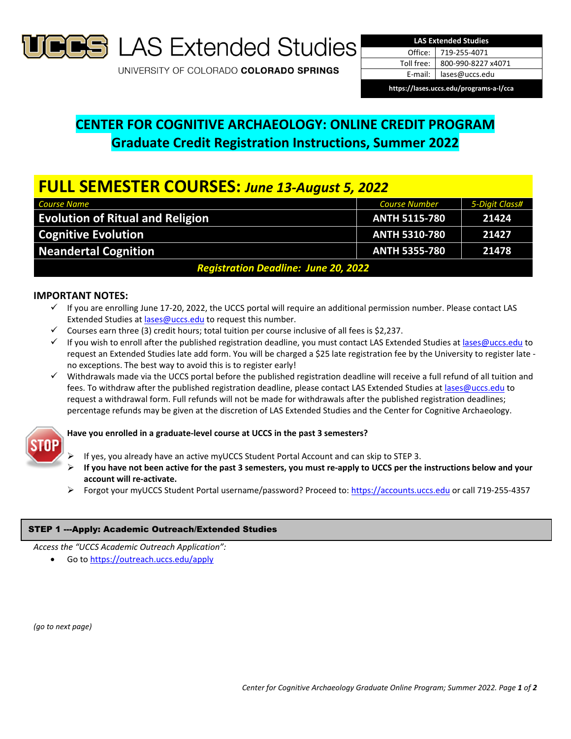# UCCS LAS Extended Studies

UNIVERSITY OF COLORADO **COLORADO SPRINGS**

| LAS Extended Studies | |
|---|---|
| Office: | 719-255-4071 |
| Toll free: | 800-990-8227 x4071 |
| E-mail: | lases@uccs.edu |
| https://lases.uccs.edu/programs-a-l/cca | |

## CENTER FOR COGNITIVE ARCHAEOLOGY: ONLINE CREDIT PROGRAM
## Graduate Credit Registration Instructions, Summer 2022

### FULL SEMESTER COURSES: *June 13-August 5, 2022*

| *Course Name* | *Course Number* | *5-Digit Class#* |
|---|---|---|
| **Evolution of Ritual and Religion** | **ANTH 5115-780** | **21424** |
| **Cognitive Evolution** | **ANTH 5310-780** | **21427** |
| **Neandertal Cognition** | **ANTH 5355-780** | **21478** |
| ***Registration Deadline: June 20, 2022*** | | |

### IMPORTANT NOTES:

- ✓ If you are enrolling June 17-20, 2022, the UCCS portal will require an additional permission number. Please contact LAS Extended Studies at lases@uccs.edu to request this number.
- ✓ Courses earn three (3) credit hours; total tuition per course inclusive of all fees is $2,237.
- ✓ If you wish to enroll after the published registration deadline, you must contact LAS Extended Studies at lases@uccs.edu to request an Extended Studies late add form. You will be charged a $25 late registration fee by the University to register late - no exceptions. The best way to avoid this is to register early!
- ✓ Withdrawals made via the UCCS portal before the published registration deadline will receive a full refund of all tuition and fees. To withdraw after the published registration deadline, please contact LAS Extended Studies at lases@uccs.edu to request a withdrawal form. Full refunds will not be made for withdrawals after the published registration deadlines; percentage refunds may be given at the discretion of LAS Extended Studies and the Center for Cognitive Archaeology.

STOP

**Have you enrolled in a graduate-level course at UCCS in the past 3 semesters?**

- ➢ If yes, you already have an active myUCCS Student Portal Account and can skip to STEP 3.
- ➢ **If you have not been active for the past 3 semesters, you must re-apply to UCCS per the instructions below and your account will re-activate.**
- ➢ Forgot your myUCCS Student Portal username/password? Proceed to: https://accounts.uccs.edu or call 719-255-4357

### STEP 1 ---Apply: Academic Outreach/Extended Studies

*Access the "UCCS Academic Outreach Application":*

- Go to https://outreach.uccs.edu/apply

*(go to next page)*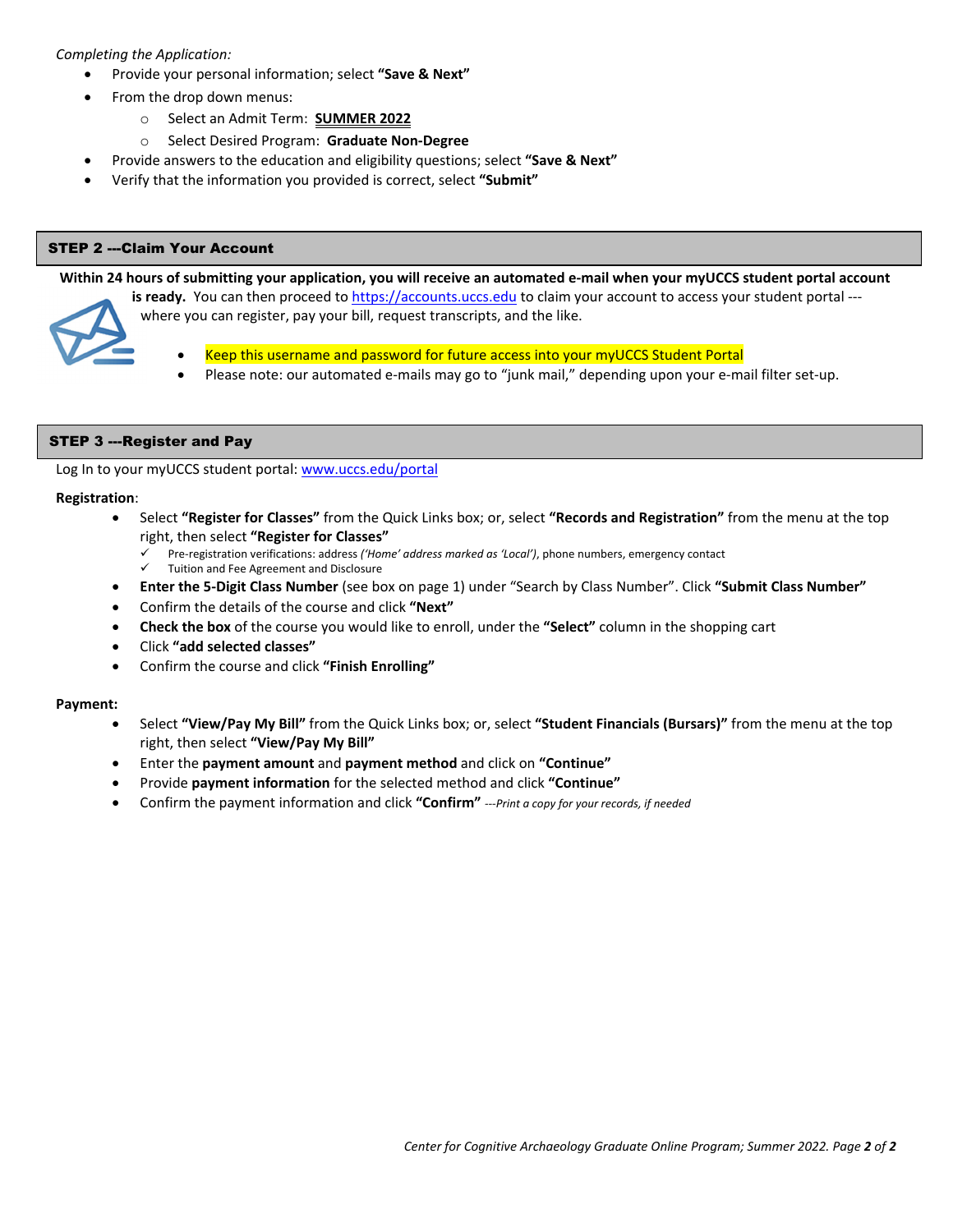*Completing the Application:*

- Provide your personal information; select **"Save & Next"**
- From the drop down menus:
  - Select an Admit Term: **SUMMER 2022**
  - Select Desired Program: **Graduate Non-Degree**
- Provide answers to the education and eligibility questions; select **"Save & Next"**
- Verify that the information you provided is correct, select **"Submit"**

## STEP 2 ---Claim Your Account

**Within 24 hours of submitting your application, you will receive an automated e-mail when your myUCCS student portal account is ready.** You can then proceed to https://accounts.uccs.edu to claim your account to access your student portal ---where you can register, pay your bill, request transcripts, and the like.

- Keep this username and password for future access into your myUCCS Student Portal
- Please note: our automated e-mails may go to "junk mail," depending upon your e-mail filter set-up.

## STEP 3 ---Register and Pay

Log In to your myUCCS student portal: www.uccs.edu/portal

**Registration**:

- Select **"Register for Classes"** from the Quick Links box; or, select **"Records and Registration"** from the menu at the top right, then select **"Register for Classes"**
  - ✓ Pre-registration verifications: address *('Home' address marked as 'Local')*, phone numbers, emergency contact
  - ✓ Tuition and Fee Agreement and Disclosure
- **Enter the 5-Digit Class Number** (see box on page 1) under "Search by Class Number". Click **"Submit Class Number"**
- Confirm the details of the course and click **"Next"**
- **Check the box** of the course you would like to enroll, under the **"Select"** column in the shopping cart
- Click **"add selected classes"**
- Confirm the course and click **"Finish Enrolling"**

**Payment:**

- Select **"View/Pay My Bill"** from the Quick Links box; or, select **"Student Financials (Bursars)"** from the menu at the top right, then select **"View/Pay My Bill"**
- Enter the **payment amount** and **payment method** and click on **"Continue"**
- Provide **payment information** for the selected method and click **"Continue"**
- Confirm the payment information and click **"Confirm"** *---Print a copy for your records, if needed*